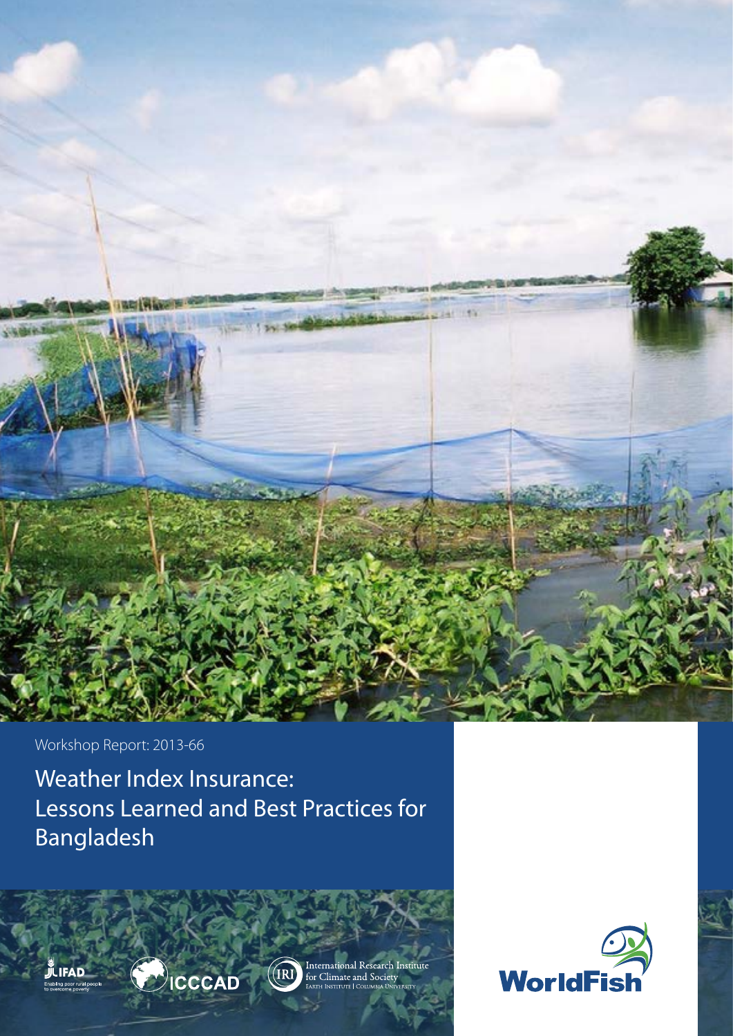Workshop Report: 2013-66

# Weather Index Insurance: Lessons Learned and Best Practices for Bangladesh

IFAD
Enabling poor rural people to overcome poverty

ICCCAD

International Research Institute for Climate and Society
Earth Institute | Columbia University

WorldFish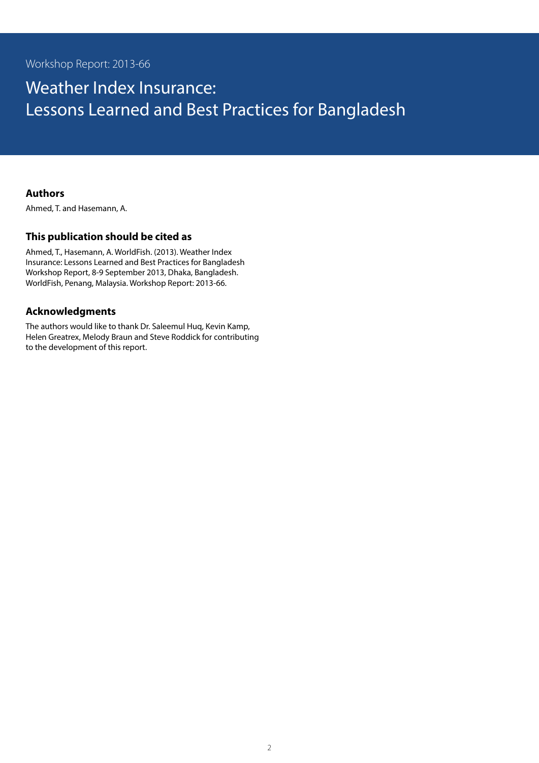Workshop Report: 2013-66

# Weather Index Insurance: Lessons Learned and Best Practices for Bangladesh

## Authors

Ahmed, T. and Hasemann, A.

## This publication should be cited as

Ahmed, T., Hasemann, A. WorldFish. (2013). Weather Index Insurance: Lessons Learned and Best Practices for Bangladesh Workshop Report, 8-9 September 2013, Dhaka, Bangladesh. WorldFish, Penang, Malaysia. Workshop Report: 2013-66.

## Acknowledgments

The authors would like to thank Dr. Saleemul Huq, Kevin Kamp, Helen Greatrex, Melody Braun and Steve Roddick for contributing to the development of this report.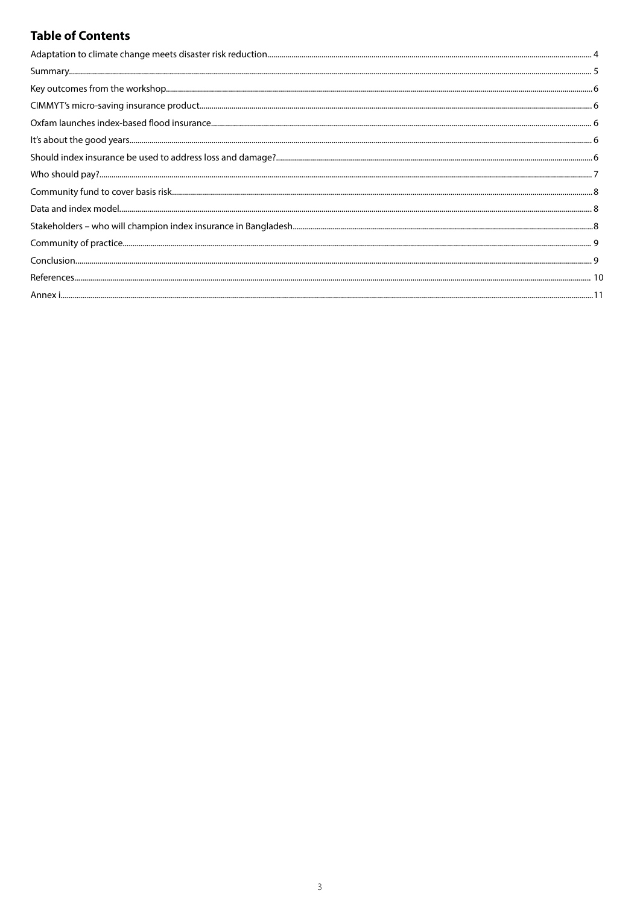## Table of Contents

Adaptation to climate change meets disaster risk reduction........ 4
Summary........ 5
Key outcomes from the workshop........ 6
CIMMYT's micro-saving insurance product........ 6
Oxfam launches index-based flood insurance........ 6
It's about the good years........ 6
Should index insurance be used to address loss and damage?........ 6
Who should pay?........ 7
Community fund to cover basis risk........ 8
Data and index model........ 8
Stakeholders – who will champion index insurance in Bangladesh........ 8
Community of practice........ 9
Conclusion........ 9
References........ 10
Annex i........ 11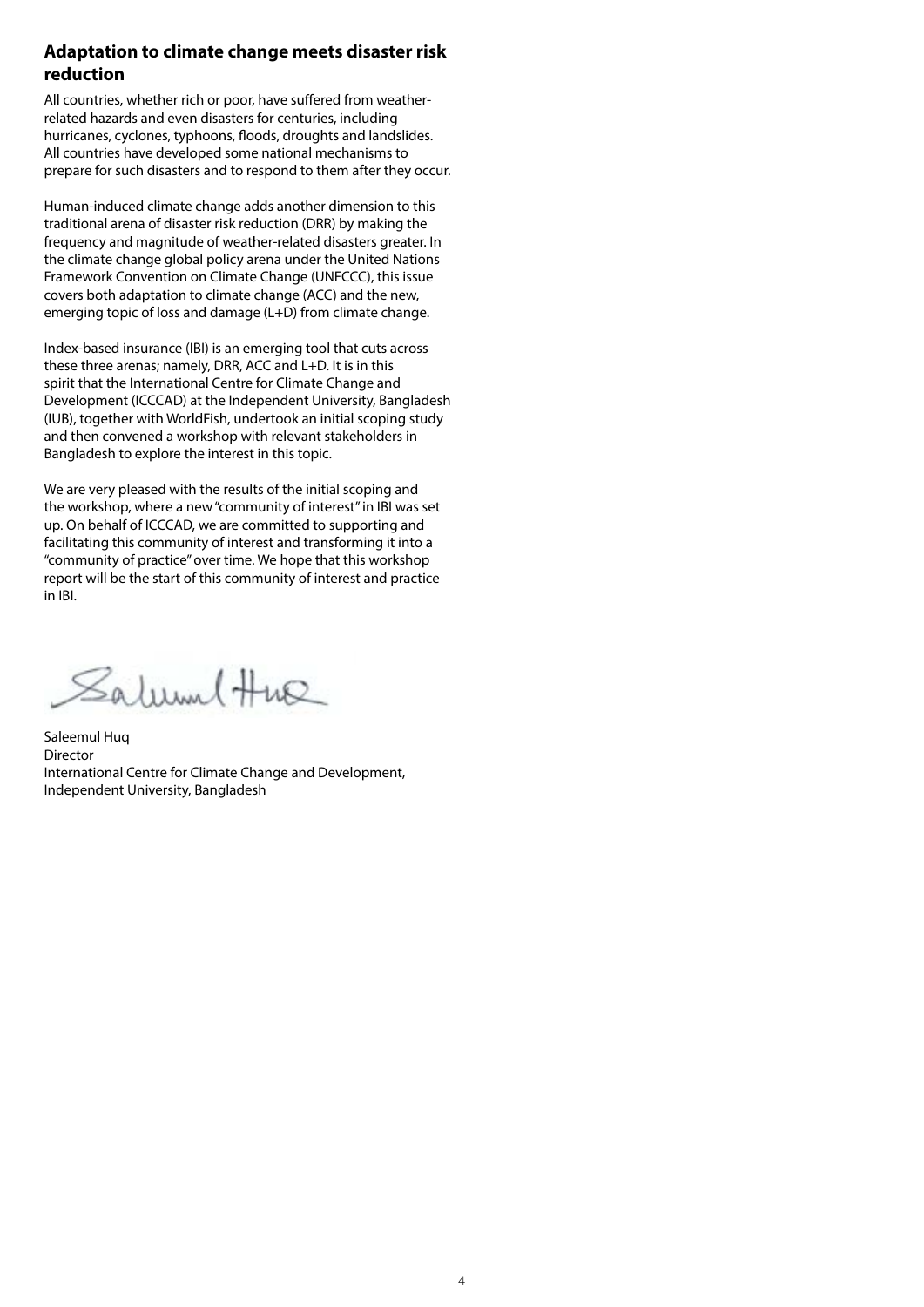## Adaptation to climate change meets disaster risk reduction

All countries, whether rich or poor, have suffered from weather-related hazards and even disasters for centuries, including hurricanes, cyclones, typhoons, floods, droughts and landslides. All countries have developed some national mechanisms to prepare for such disasters and to respond to them after they occur.

Human-induced climate change adds another dimension to this traditional arena of disaster risk reduction (DRR) by making the frequency and magnitude of weather-related disasters greater. In the climate change global policy arena under the United Nations Framework Convention on Climate Change (UNFCCC), this issue covers both adaptation to climate change (ACC) and the new, emerging topic of loss and damage (L+D) from climate change.

Index-based insurance (IBI) is an emerging tool that cuts across these three arenas; namely, DRR, ACC and L+D. It is in this spirit that the International Centre for Climate Change and Development (ICCCAD) at the Independent University, Bangladesh (IUB), together with WorldFish, undertook an initial scoping study and then convened a workshop with relevant stakeholders in Bangladesh to explore the interest in this topic.

We are very pleased with the results of the initial scoping and the workshop, where a new "community of interest" in IBI was set up. On behalf of ICCCAD, we are committed to supporting and facilitating this community of interest and transforming it into a "community of practice" over time. We hope that this workshop report will be the start of this community of interest and practice in IBI.

Saleemul Huq
Director
International Centre for Climate Change and Development,
Independent University, Bangladesh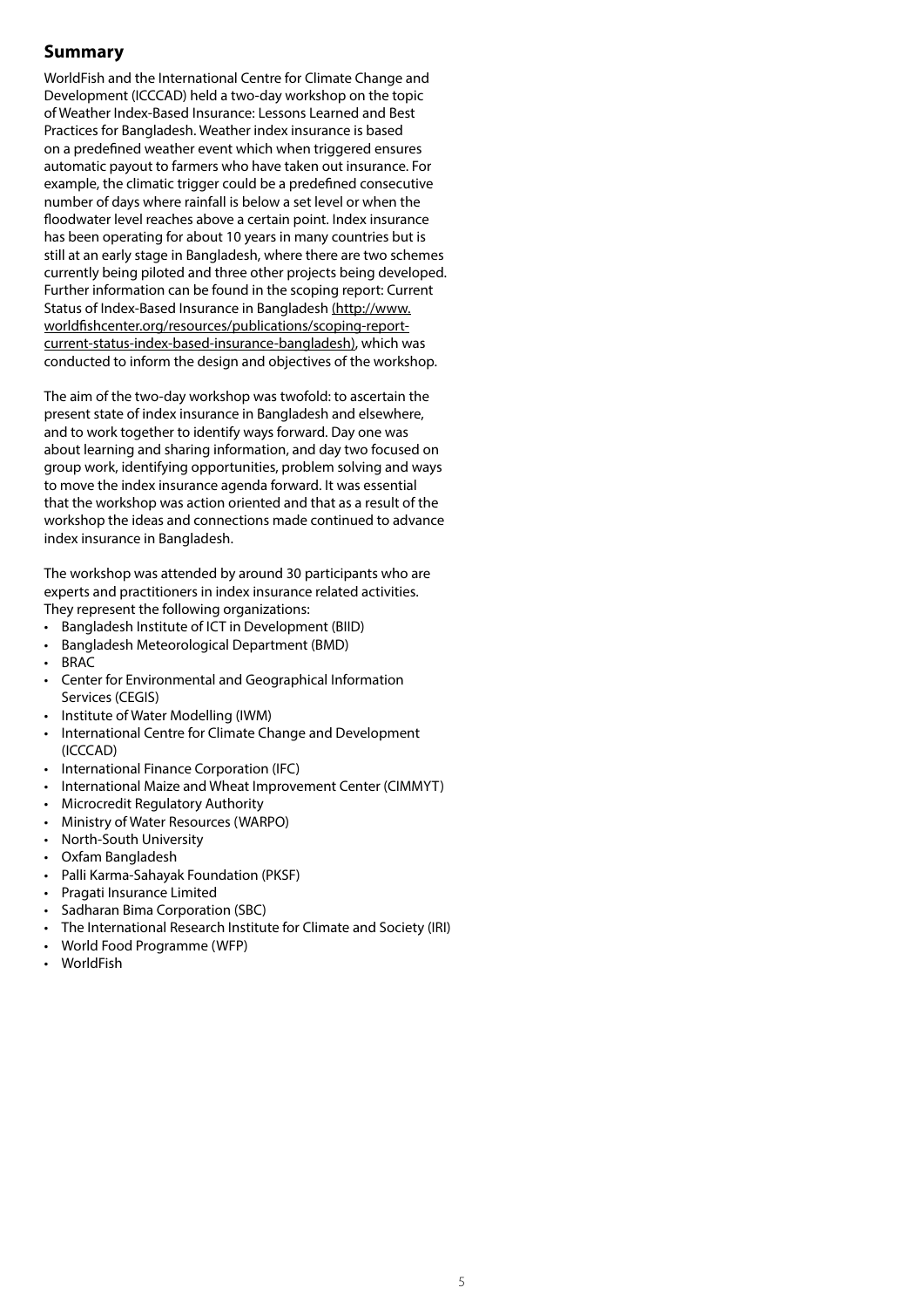## Summary

WorldFish and the International Centre for Climate Change and Development (ICCCAD) held a two-day workshop on the topic of Weather Index-Based Insurance: Lessons Learned and Best Practices for Bangladesh. Weather index insurance is based on a predefined weather event which when triggered ensures automatic payout to farmers who have taken out insurance. For example, the climatic trigger could be a predefined consecutive number of days where rainfall is below a set level or when the floodwater level reaches above a certain point. Index insurance has been operating for about 10 years in many countries but is still at an early stage in Bangladesh, where there are two schemes currently being piloted and three other projects being developed. Further information can be found in the scoping report: Current Status of Index-Based Insurance in Bangladesh (http://www.worldfishcenter.org/resources/publications/scoping-report-current-status-index-based-insurance-bangladesh), which was conducted to inform the design and objectives of the workshop.

The aim of the two-day workshop was twofold: to ascertain the present state of index insurance in Bangladesh and elsewhere, and to work together to identify ways forward. Day one was about learning and sharing information, and day two focused on group work, identifying opportunities, problem solving and ways to move the index insurance agenda forward. It was essential that the workshop was action oriented and that as a result of the workshop the ideas and connections made continued to advance index insurance in Bangladesh.

The workshop was attended by around 30 participants who are experts and practitioners in index insurance related activities. They represent the following organizations:

- Bangladesh Institute of ICT in Development (BIID)
- Bangladesh Meteorological Department (BMD)
- BRAC
- Center for Environmental and Geographical Information Services (CEGIS)
- Institute of Water Modelling (IWM)
- International Centre for Climate Change and Development (ICCCAD)
- International Finance Corporation (IFC)
- International Maize and Wheat Improvement Center (CIMMYT)
- Microcredit Regulatory Authority
- Ministry of Water Resources (WARPO)
- North-South University
- Oxfam Bangladesh
- Palli Karma-Sahayak Foundation (PKSF)
- Pragati Insurance Limited
- Sadharan Bima Corporation (SBC)
- The International Research Institute for Climate and Society (IRI)
- World Food Programme (WFP)
- WorldFish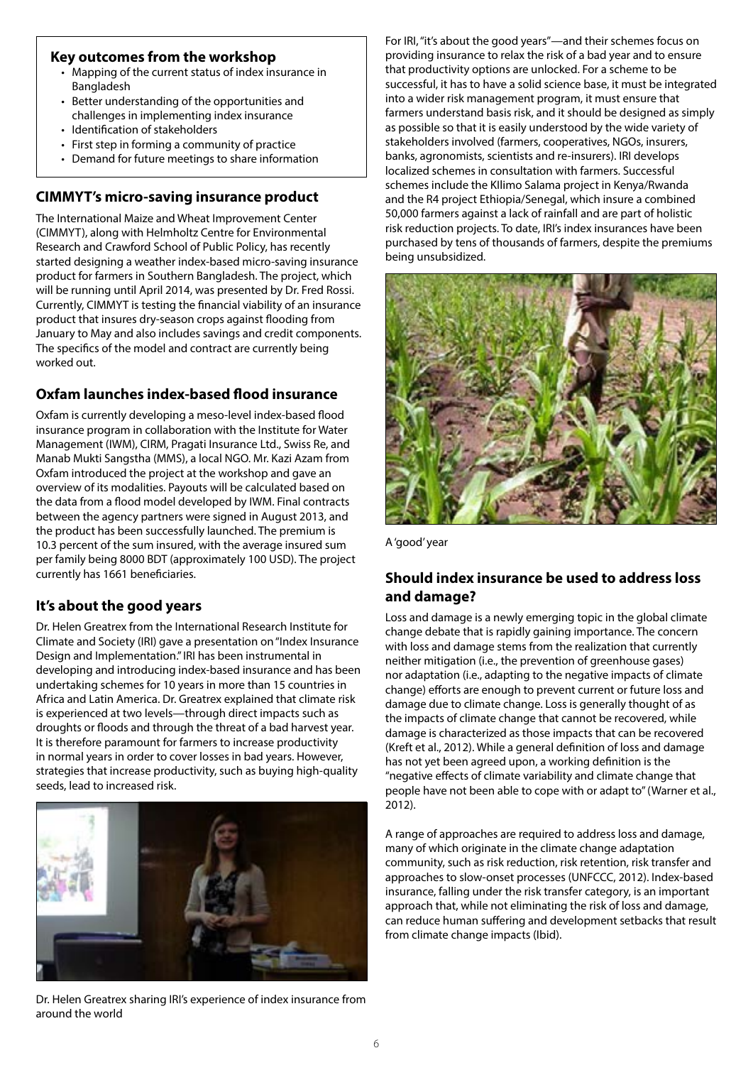**Key outcomes from the workshop**

- Mapping of the current status of index insurance in Bangladesh
- Better understanding of the opportunities and challenges in implementing index insurance
- Identification of stakeholders
- First step in forming a community of practice
- Demand for future meetings to share information

## CIMMYT's micro-saving insurance product

The International Maize and Wheat Improvement Center (CIMMYT), along with Helmholtz Centre for Environmental Research and Crawford School of Public Policy, has recently started designing a weather index-based micro-saving insurance product for farmers in Southern Bangladesh. The project, which will be running until April 2014, was presented by Dr. Fred Rossi. Currently, CIMMYT is testing the financial viability of an insurance product that insures dry-season crops against flooding from January to May and also includes savings and credit components. The specifics of the model and contract are currently being worked out.

## Oxfam launches index-based flood insurance

Oxfam is currently developing a meso-level index-based flood insurance program in collaboration with the Institute for Water Management (IWM), CIRM, Pragati Insurance Ltd., Swiss Re, and Manab Mukti Sangstha (MMS), a local NGO. Mr. Kazi Azam from Oxfam introduced the project at the workshop and gave an overview of its modalities. Payouts will be calculated based on the data from a flood model developed by IWM. Final contracts between the agency partners were signed in August 2013, and the product has been successfully launched. The premium is 10.3 percent of the sum insured, with the average insured sum per family being 8000 BDT (approximately 100 USD). The project currently has 1661 beneficiaries.

## It's about the good years

Dr. Helen Greatrex from the International Research Institute for Climate and Society (IRI) gave a presentation on "Index Insurance Design and Implementation." IRI has been instrumental in developing and introducing index-based insurance and has been undertaking schemes for 10 years in more than 15 countries in Africa and Latin America. Dr. Greatrex explained that climate risk is experienced at two levels—through direct impacts such as droughts or floods and through the threat of a bad harvest year. It is therefore paramount for farmers to increase productivity in normal years in order to cover losses in bad years. However, strategies that increase productivity, such as buying high-quality seeds, lead to increased risk.

Dr. Helen Greatrex sharing IRI's experience of index insurance from around the world

For IRI, "it's about the good years"—and their schemes focus on providing insurance to relax the risk of a bad year and to ensure that productivity options are unlocked. For a scheme to be successful, it has to have a solid science base, it must be integrated into a wider risk management program, it must ensure that farmers understand basis risk, and it should be designed as simply as possible so that it is easily understood by the wide variety of stakeholders involved (farmers, cooperatives, NGOs, insurers, banks, agronomists, scientists and re-insurers). IRI develops localized schemes in consultation with farmers. Successful schemes include the KIlimo Salama project in Kenya/Rwanda and the R4 project Ethiopia/Senegal, which insure a combined 50,000 farmers against a lack of rainfall and are part of holistic risk reduction projects. To date, IRI's index insurances have been purchased by tens of thousands of farmers, despite the premiums being unsubsidized.

A 'good' year

## Should index insurance be used to address loss and damage?

Loss and damage is a newly emerging topic in the global climate change debate that is rapidly gaining importance. The concern with loss and damage stems from the realization that currently neither mitigation (i.e., the prevention of greenhouse gases) nor adaptation (i.e., adapting to the negative impacts of climate change) efforts are enough to prevent current or future loss and damage due to climate change. Loss is generally thought of as the impacts of climate change that cannot be recovered, while damage is characterized as those impacts that can be recovered (Kreft et al., 2012). While a general definition of loss and damage has not yet been agreed upon, a working definition is the "negative effects of climate variability and climate change that people have not been able to cope with or adapt to" (Warner et al., 2012).

A range of approaches are required to address loss and damage, many of which originate in the climate change adaptation community, such as risk reduction, risk retention, risk transfer and approaches to slow-onset processes (UNFCCC, 2012). Index-based insurance, falling under the risk transfer category, is an important approach that, while not eliminating the risk of loss and damage, can reduce human suffering and development setbacks that result from climate change impacts (Ibid).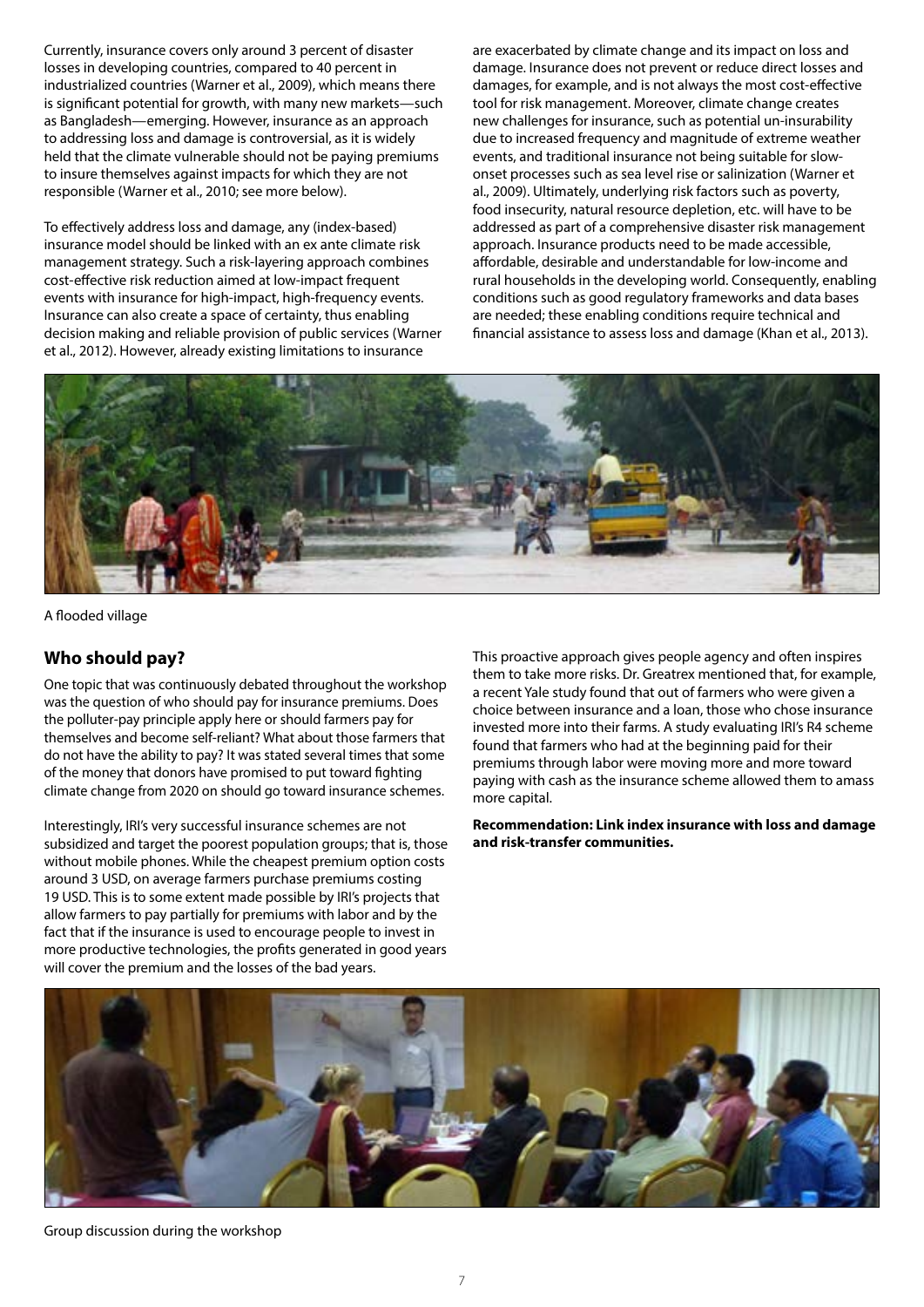Currently, insurance covers only around 3 percent of disaster losses in developing countries, compared to 40 percent in industrialized countries (Warner et al., 2009), which means there is significant potential for growth, with many new markets—such as Bangladesh—emerging. However, insurance as an approach to addressing loss and damage is controversial, as it is widely held that the climate vulnerable should not be paying premiums to insure themselves against impacts for which they are not responsible (Warner et al., 2010; see more below).

To effectively address loss and damage, any (index-based) insurance model should be linked with an ex ante climate risk management strategy. Such a risk-layering approach combines cost-effective risk reduction aimed at low-impact frequent events with insurance for high-impact, high-frequency events. Insurance can also create a space of certainty, thus enabling decision making and reliable provision of public services (Warner et al., 2012). However, already existing limitations to insurance are exacerbated by climate change and its impact on loss and damage. Insurance does not prevent or reduce direct losses and damages, for example, and is not always the most cost-effective tool for risk management. Moreover, climate change creates new challenges for insurance, such as potential un-insurability due to increased frequency and magnitude of extreme weather events, and traditional insurance not being suitable for slow-onset processes such as sea level rise or salinization (Warner et al., 2009). Ultimately, underlying risk factors such as poverty, food insecurity, natural resource depletion, etc. will have to be addressed as part of a comprehensive disaster risk management approach. Insurance products need to be made accessible, affordable, desirable and understandable for low-income and rural households in the developing world. Consequently, enabling conditions such as good regulatory frameworks and data bases are needed; these enabling conditions require technical and financial assistance to assess loss and damage (Khan et al., 2013).

A flooded village

## Who should pay?

One topic that was continuously debated throughout the workshop was the question of who should pay for insurance premiums. Does the polluter-pay principle apply here or should farmers pay for themselves and become self-reliant? What about those farmers that do not have the ability to pay? It was stated several times that some of the money that donors have promised to put toward fighting climate change from 2020 on should go toward insurance schemes.

Interestingly, IRI's very successful insurance schemes are not subsidized and target the poorest population groups; that is, those without mobile phones. While the cheapest premium option costs around 3 USD, on average farmers purchase premiums costing 19 USD. This is to some extent made possible by IRI's projects that allow farmers to pay partially for premiums with labor and by the fact that if the insurance is used to encourage people to invest in more productive technologies, the profits generated in good years will cover the premium and the losses of the bad years.

This proactive approach gives people agency and often inspires them to take more risks. Dr. Greatrex mentioned that, for example, a recent Yale study found that out of farmers who were given a choice between insurance and a loan, those who chose insurance invested more into their farms. A study evaluating IRI's R4 scheme found that farmers who had at the beginning paid for their premiums through labor were moving more and more toward paying with cash as the insurance scheme allowed them to amass more capital.

**Recommendation: Link index insurance with loss and damage and risk-transfer communities.**

Group discussion during the workshop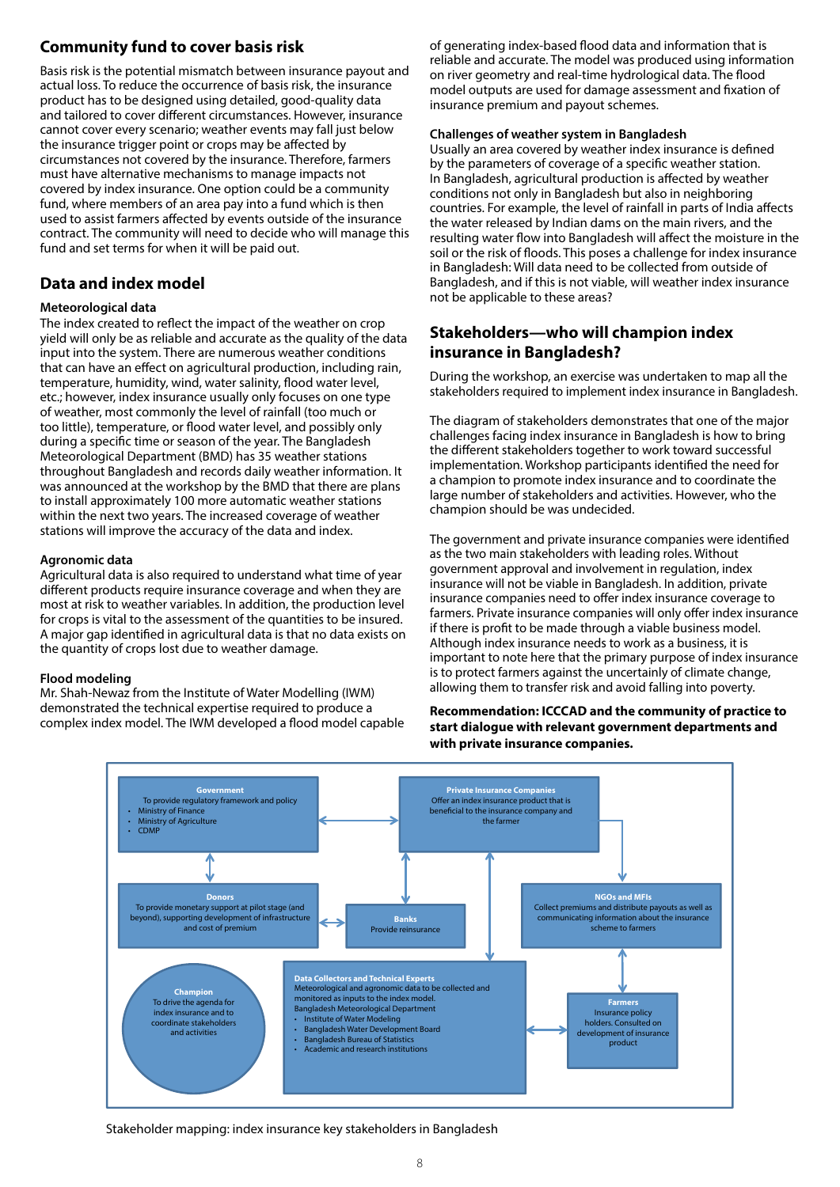## Community fund to cover basis risk

Basis risk is the potential mismatch between insurance payout and actual loss. To reduce the occurrence of basis risk, the insurance product has to be designed using detailed, good-quality data and tailored to cover different circumstances. However, insurance cannot cover every scenario; weather events may fall just below the insurance trigger point or crops may be affected by circumstances not covered by the insurance. Therefore, farmers must have alternative mechanisms to manage impacts not covered by index insurance. One option could be a community fund, where members of an area pay into a fund which is then used to assist farmers affected by events outside of the insurance contract. The community will need to decide who will manage this fund and set terms for when it will be paid out.

## Data and index model

### Meteorological data

The index created to reflect the impact of the weather on crop yield will only be as reliable and accurate as the quality of the data input into the system. There are numerous weather conditions that can have an effect on agricultural production, including rain, temperature, humidity, wind, water salinity, flood water level, etc.; however, index insurance usually only focuses on one type of weather, most commonly the level of rainfall (too much or too little), temperature, or flood water level, and possibly only during a specific time or season of the year. The Bangladesh Meteorological Department (BMD) has 35 weather stations throughout Bangladesh and records daily weather information. It was announced at the workshop by the BMD that there are plans to install approximately 100 more automatic weather stations within the next two years. The increased coverage of weather stations will improve the accuracy of the data and index.

### Agronomic data

Agricultural data is also required to understand what time of year different products require insurance coverage and when they are most at risk to weather variables. In addition, the production level for crops is vital to the assessment of the quantities to be insured. A major gap identified in agricultural data is that no data exists on the quantity of crops lost due to weather damage.

### Flood modeling

Mr. Shah-Newaz from the Institute of Water Modelling (IWM) demonstrated the technical expertise required to produce a complex index model. The IWM developed a flood model capable of generating index-based flood data and information that is reliable and accurate. The model was produced using information on river geometry and real-time hydrological data. The flood model outputs are used for damage assessment and fixation of insurance premium and payout schemes.

### Challenges of weather system in Bangladesh

Usually an area covered by weather index insurance is defined by the parameters of coverage of a specific weather station. In Bangladesh, agricultural production is affected by weather conditions not only in Bangladesh but also in neighboring countries. For example, the level of rainfall in parts of India affects the water released by Indian dams on the main rivers, and the resulting water flow into Bangladesh will affect the moisture in the soil or the risk of floods. This poses a challenge for index insurance in Bangladesh: Will data need to be collected from outside of Bangladesh, and if this is not viable, will weather index insurance not be applicable to these areas?

## Stakeholders—who will champion index insurance in Bangladesh?

During the workshop, an exercise was undertaken to map all the stakeholders required to implement index insurance in Bangladesh.

The diagram of stakeholders demonstrates that one of the major challenges facing index insurance in Bangladesh is how to bring the different stakeholders together to work toward successful implementation. Workshop participants identified the need for a champion to promote index insurance and to coordinate the large number of stakeholders and activities. However, who the champion should be was undecided.

The government and private insurance companies were identified as the two main stakeholders with leading roles. Without government approval and involvement in regulation, index insurance will not be viable in Bangladesh. In addition, private insurance companies need to offer index insurance coverage to farmers. Private insurance companies will only offer index insurance if there is profit to be made through a viable business model. Although index insurance needs to work as a business, it is important to note here that the primary purpose of index insurance is to protect farmers against the uncertainly of climate change, allowing them to transfer risk and avoid falling into poverty.

**Recommendation: ICCCAD and the community of practice to start dialogue with relevant government departments and with private insurance companies.**

**Government**
To provide regulatory framework and policy
- Ministry of Finance
- Ministry of Agriculture
- CDMP

**Private Insurance Companies**
Offer an index insurance product that is beneficial to the insurance company and the farmer

**Donors**
To provide monetary support at pilot stage (and beyond), supporting development of infrastructure and cost of premium

**Banks**
Provide reinsurance

**NGOs and MFIs**
Collect premiums and distribute payouts as well as communicating information about the insurance scheme to farmers

**Champion**
To drive the agenda for index insurance and to coordinate stakeholders and activities

**Data Collectors and Technical Experts**
Meteorological and agronomic data to be collected and monitored as inputs to the index model.
Bangladesh Meteorological Department
- Institute of Water Modeling
- Bangladesh Water Development Board
- Bangladesh Bureau of Statistics
- Academic and research institutions

**Farmers**
Insurance policy holders. Consulted on development of insurance product

Stakeholder mapping: index insurance key stakeholders in Bangladesh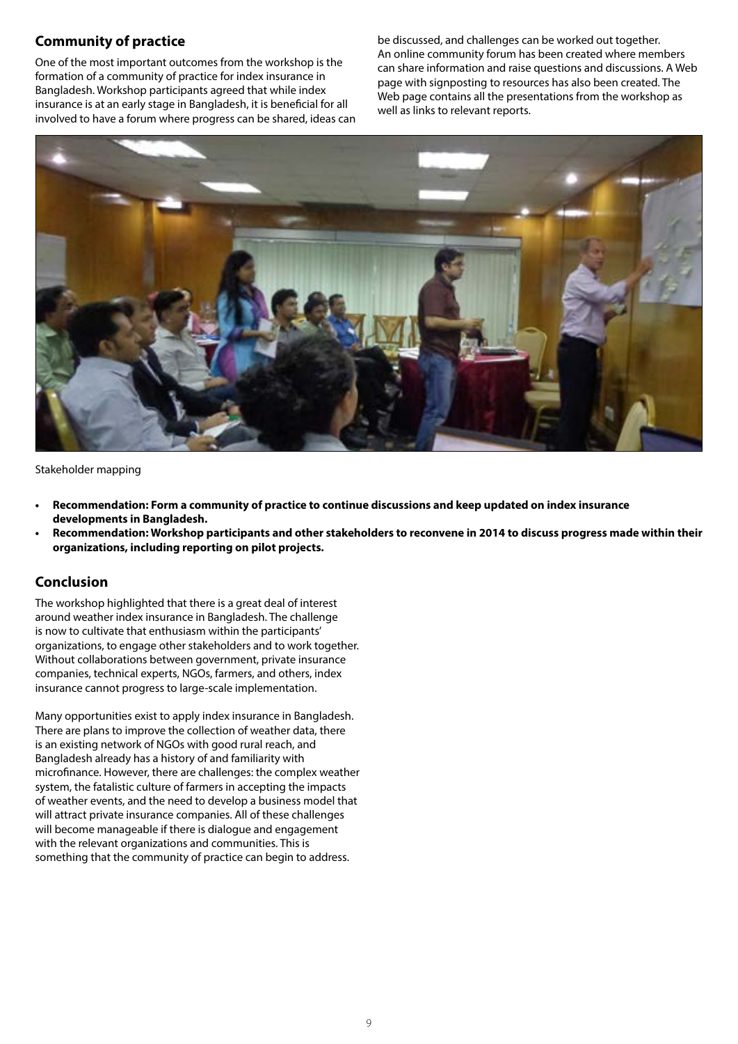## Community of practice

One of the most important outcomes from the workshop is the formation of a community of practice for index insurance in Bangladesh. Workshop participants agreed that while index insurance is at an early stage in Bangladesh, it is beneficial for all involved to have a forum where progress can be shared, ideas can be discussed, and challenges can be worked out together. An online community forum has been created where members can share information and raise questions and discussions. A Web page with signposting to resources has also been created. The Web page contains all the presentations from the workshop as well as links to relevant reports.

Stakeholder mapping

- **Recommendation: Form a community of practice to continue discussions and keep updated on index insurance developments in Bangladesh.**
- **Recommendation: Workshop participants and other stakeholders to reconvene in 2014 to discuss progress made within their organizations, including reporting on pilot projects.**

## Conclusion

The workshop highlighted that there is a great deal of interest around weather index insurance in Bangladesh. The challenge is now to cultivate that enthusiasm within the participants' organizations, to engage other stakeholders and to work together. Without collaborations between government, private insurance companies, technical experts, NGOs, farmers, and others, index insurance cannot progress to large-scale implementation.

Many opportunities exist to apply index insurance in Bangladesh. There are plans to improve the collection of weather data, there is an existing network of NGOs with good rural reach, and Bangladesh already has a history of and familiarity with microfinance. However, there are challenges: the complex weather system, the fatalistic culture of farmers in accepting the impacts of weather events, and the need to develop a business model that will attract private insurance companies. All of these challenges will become manageable if there is dialogue and engagement with the relevant organizations and communities. This is something that the community of practice can begin to address.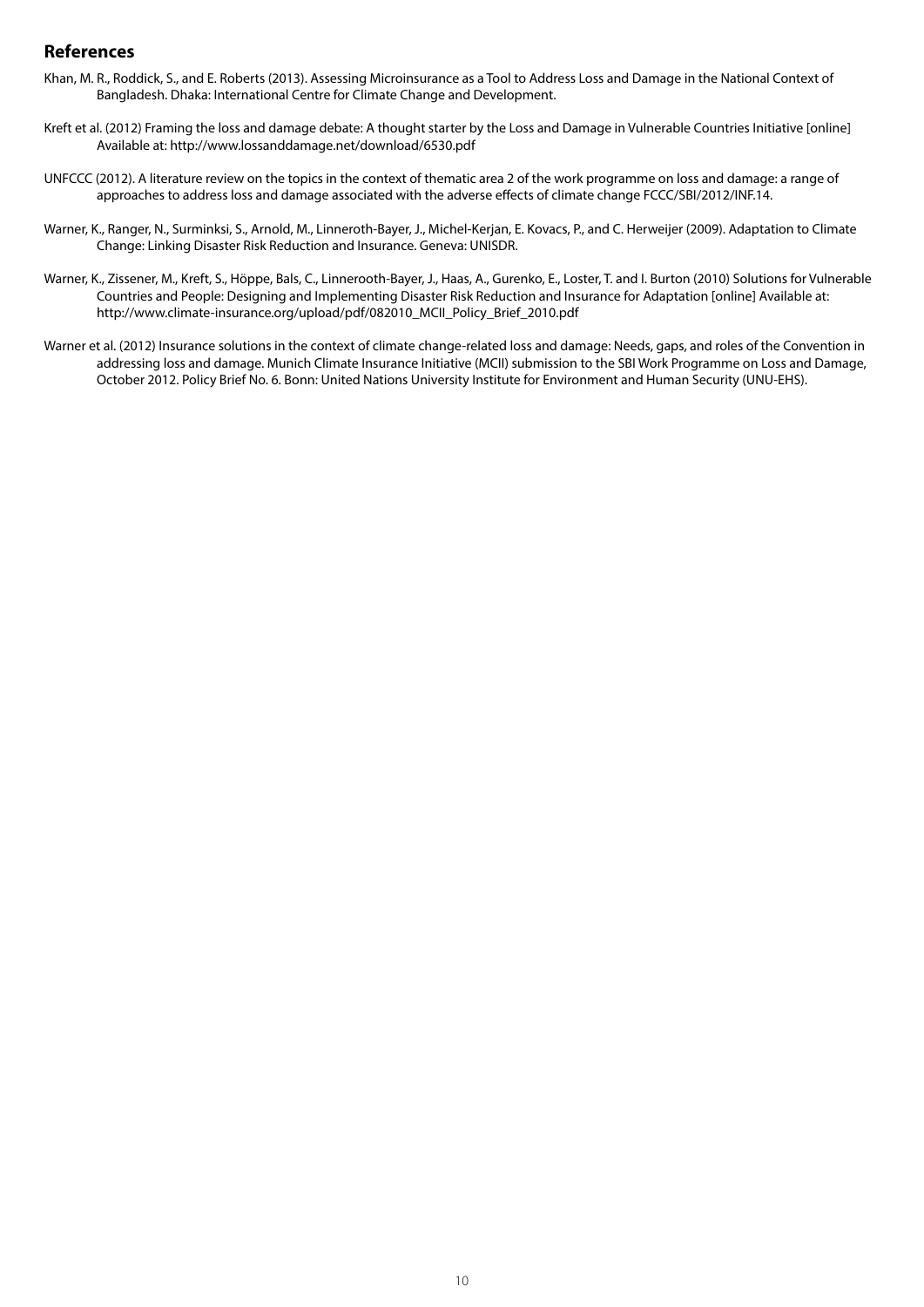## References

Khan, M. R., Roddick, S., and E. Roberts (2013). Assessing Microinsurance as a Tool to Address Loss and Damage in the National Context of Bangladesh. Dhaka: International Centre for Climate Change and Development.

Kreft et al. (2012) Framing the loss and damage debate: A thought starter by the Loss and Damage in Vulnerable Countries Initiative [online] Available at: http://www.lossanddamage.net/download/6530.pdf

UNFCCC (2012). A literature review on the topics in the context of thematic area 2 of the work programme on loss and damage: a range of approaches to address loss and damage associated with the adverse effects of climate change FCCC/SBI/2012/INF.14.

Warner, K., Ranger, N., Surminksi, S., Arnold, M., Linneroth-Bayer, J., Michel-Kerjan, E. Kovacs, P., and C. Herweijer (2009). Adaptation to Climate Change: Linking Disaster Risk Reduction and Insurance. Geneva: UNISDR.

Warner, K., Zissener, M., Kreft, S., Höppe, Bals, C., Linnerooth-Bayer, J., Haas, A., Gurenko, E., Loster, T. and I. Burton (2010) Solutions for Vulnerable Countries and People: Designing and Implementing Disaster Risk Reduction and Insurance for Adaptation [online] Available at: http://www.climate-insurance.org/upload/pdf/082010_MCII_Policy_Brief_2010.pdf

Warner et al. (2012) Insurance solutions in the context of climate change-related loss and damage: Needs, gaps, and roles of the Convention in addressing loss and damage. Munich Climate Insurance Initiative (MCII) submission to the SBI Work Programme on Loss and Damage, October 2012. Policy Brief No. 6. Bonn: United Nations University Institute for Environment and Human Security (UNU-EHS).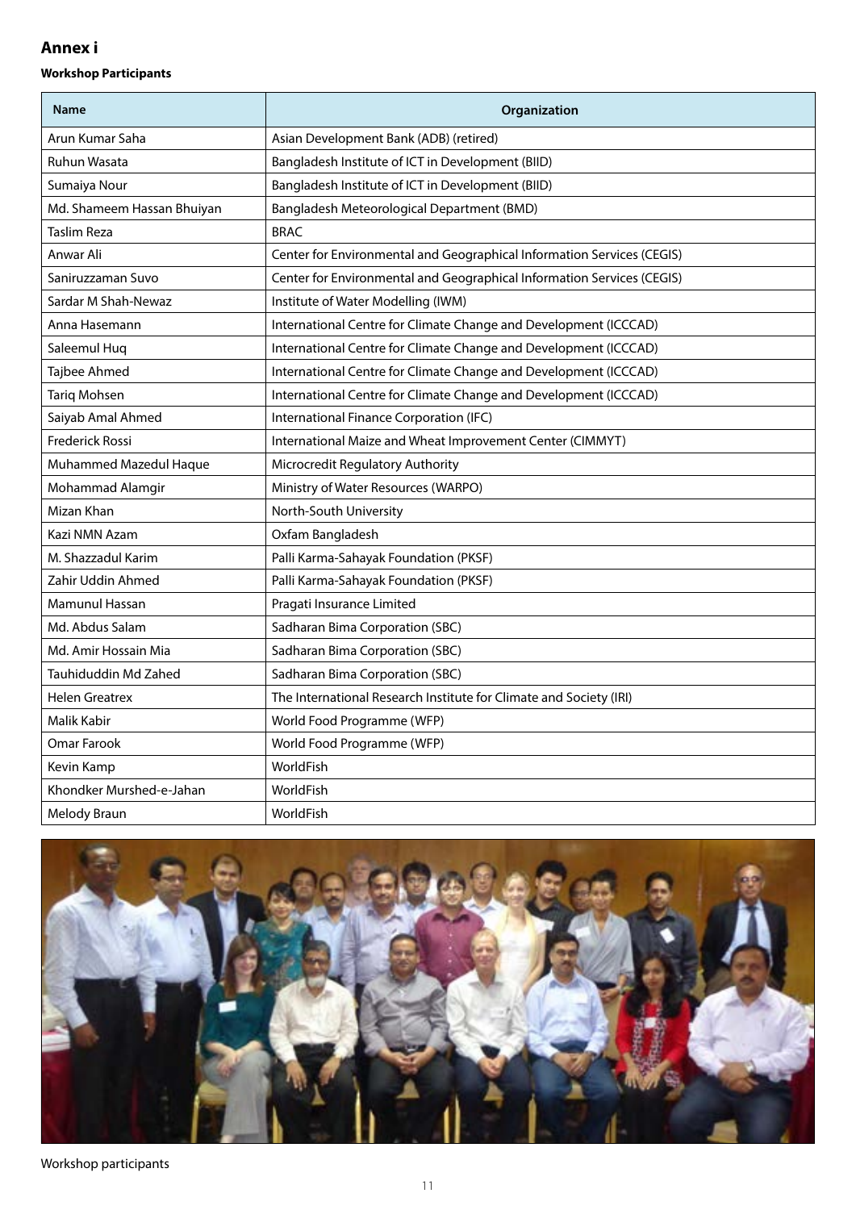## Annex i

**Workshop Participants**

| Name | Organization |
|---|---|
| Arun Kumar Saha | Asian Development Bank (ADB) (retired) |
| Ruhun Wasata | Bangladesh Institute of ICT in Development (BIID) |
| Sumaiya Nour | Bangladesh Institute of ICT in Development (BIID) |
| Md. Shameem Hassan Bhuiyan | Bangladesh Meteorological Department (BMD) |
| Taslim Reza | BRAC |
| Anwar Ali | Center for Environmental and Geographical Information Services (CEGIS) |
| Saniruzzaman Suvo | Center for Environmental and Geographical Information Services (CEGIS) |
| Sardar M Shah-Newaz | Institute of Water Modelling (IWM) |
| Anna Hasemann | International Centre for Climate Change and Development (ICCCAD) |
| Saleemul Huq | International Centre for Climate Change and Development (ICCCAD) |
| Tajbee Ahmed | International Centre for Climate Change and Development (ICCCAD) |
| Tariq Mohsen | International Centre for Climate Change and Development (ICCCAD) |
| Saiyab Amal Ahmed | International Finance Corporation (IFC) |
| Frederick Rossi | International Maize and Wheat Improvement Center (CIMMYT) |
| Muhammed Mazedul Haque | Microcredit Regulatory Authority |
| Mohammad Alamgir | Ministry of Water Resources (WARPO) |
| Mizan Khan | North-South University |
| Kazi NMN Azam | Oxfam Bangladesh |
| M. Shazzadul Karim | Palli Karma-Sahayak Foundation (PKSF) |
| Zahir Uddin Ahmed | Palli Karma-Sahayak Foundation (PKSF) |
| Mamunul Hassan | Pragati Insurance Limited |
| Md. Abdus Salam | Sadharan Bima Corporation (SBC) |
| Md. Amir Hossain Mia | Sadharan Bima Corporation (SBC) |
| Tauhiduddin Md Zahed | Sadharan Bima Corporation (SBC) |
| Helen Greatrex | The International Research Institute for Climate and Society (IRI) |
| Malik Kabir | World Food Programme (WFP) |
| Omar Farook | World Food Programme (WFP) |
| Kevin Kamp | WorldFish |
| Khondker Murshed-e-Jahan | WorldFish |
| Melody Braun | WorldFish |

Workshop participants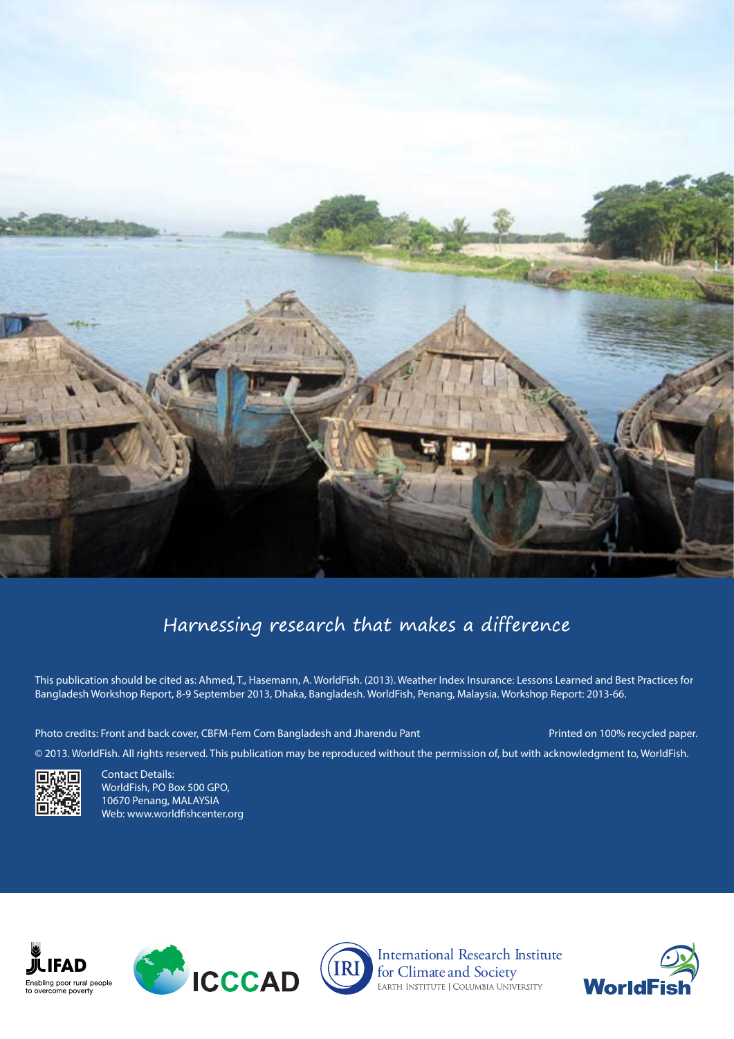Harnessing research that makes a difference

This publication should be cited as: Ahmed, T., Hasemann, A. WorldFish. (2013). Weather Index Insurance: Lessons Learned and Best Practices for Bangladesh Workshop Report, 8-9 September 2013, Dhaka, Bangladesh. WorldFish, Penang, Malaysia. Workshop Report: 2013-66.

Photo credits: Front and back cover, CBFM-Fem Com Bangladesh and Jharendu Pant

Printed on 100% recycled paper.

© 2013. WorldFish. All rights reserved. This publication may be reproduced without the permission of, but with acknowledgment to, WorldFish.

Contact Details:
WorldFish, PO Box 500 GPO,
10670 Penang, MALAYSIA
Web: www.worldfishcenter.org

IFAD
Enabling poor rural people to overcome poverty

ICCCAD

International Research Institute for Climate and Society
Earth Institute | Columbia University

WorldFish